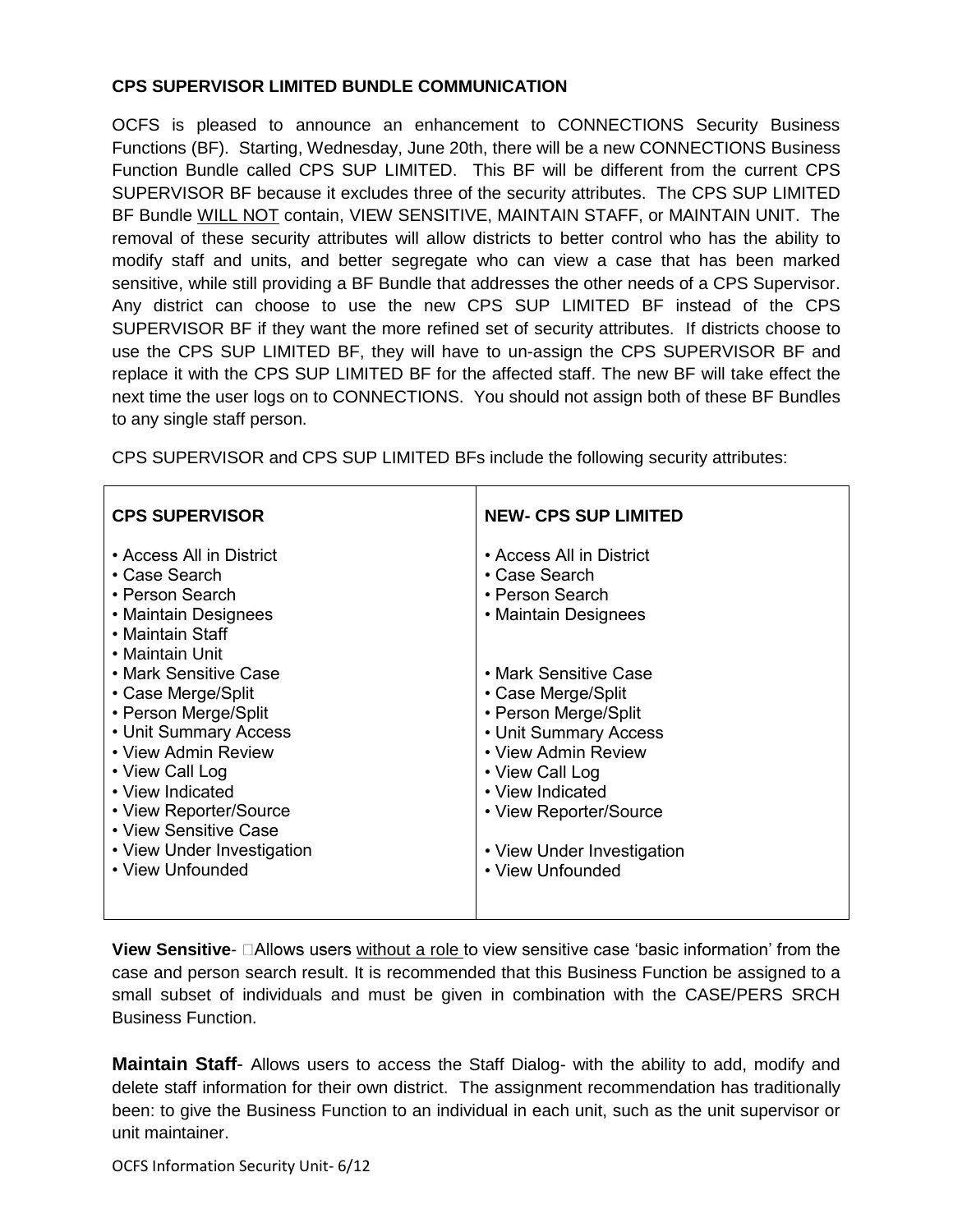**CPS SUPERVISOR LIMITED BUNDLE COMMUNICATION**

OCFS is pleased to announce an enhancement to CONNECTIONS Security Business Functions (BF). Starting, Wednesday, June 20th, there will be a new CONNECTIONS Business Function Bundle called CPS SUP LIMITED. This BF will be different from the current CPS SUPERVISOR BF because it excludes three of the security attributes. The CPS SUP LIMITED BF Bundle <u>WILL NOT</u> contain, VIEW SENSITIVE, MAINTAIN STAFF, or MAINTAIN UNIT. The removal of these security attributes will allow districts to better control who has the ability to modify staff and units, and better segregate who can view a case that has been marked sensitive, while still providing a BF Bundle that addresses the other needs of a CPS Supervisor. Any district can choose to use the new CPS SUP LIMITED BF instead of the CPS SUPERVISOR BF if they want the more refined set of security attributes. If districts choose to use the CPS SUP LIMITED BF, they will have to un-assign the CPS SUPERVISOR BF and replace it with the CPS SUP LIMITED BF for the affected staff. The new BF will take effect the next time the user logs on to CONNECTIONS. You should not assign both of these BF Bundles to any single staff person.

CPS SUPERVISOR and CPS SUP LIMITED BFs include the following security attributes:

| **CPS SUPERVISOR** | **NEW- CPS SUP LIMITED** |
|---|---|
| • Access All in District | • Access All in District |
| • Case Search | • Case Search |
| • Person Search | • Person Search |
| • Maintain Designees | • Maintain Designees |
| • Maintain Staff | |
| • Maintain Unit | |
| • Mark Sensitive Case | • Mark Sensitive Case |
| • Case Merge/Split | • Case Merge/Split |
| • Person Merge/Split | • Person Merge/Split |
| • Unit Summary Access | • Unit Summary Access |
| • View Admin Review | • View Admin Review |
| • View Call Log | • View Call Log |
| • View Indicated | • View Indicated |
| • View Reporter/Source | • View Reporter/Source |
| • View Sensitive Case | |
| • View Under Investigation | • View Under Investigation |
| • View Unfounded | • View Unfounded |

**View Sensitive**- Allows users <u>without a role</u> to view sensitive case 'basic information' from the case and person search result. It is recommended that this Business Function be assigned to a small subset of individuals and must be given in combination with the CASE/PERS SRCH Business Function.

**Maintain Staff**- Allows users to access the Staff Dialog- with the ability to add, modify and delete staff information for their own district. The assignment recommendation has traditionally been: to give the Business Function to an individual in each unit, such as the unit supervisor or unit maintainer.

OCFS Information Security Unit- 6/12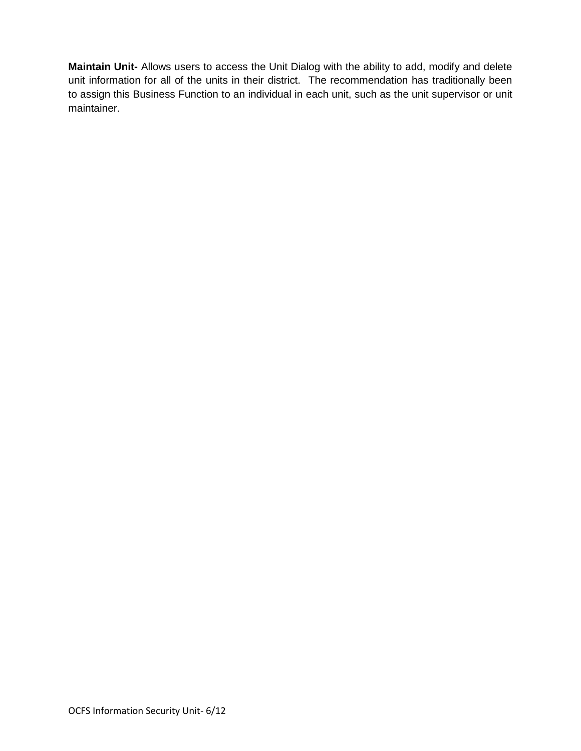**Maintain Unit-** Allows users to access the Unit Dialog with the ability to add, modify and delete unit information for all of the units in their district. The recommendation has traditionally been to assign this Business Function to an individual in each unit, such as the unit supervisor or unit maintainer.